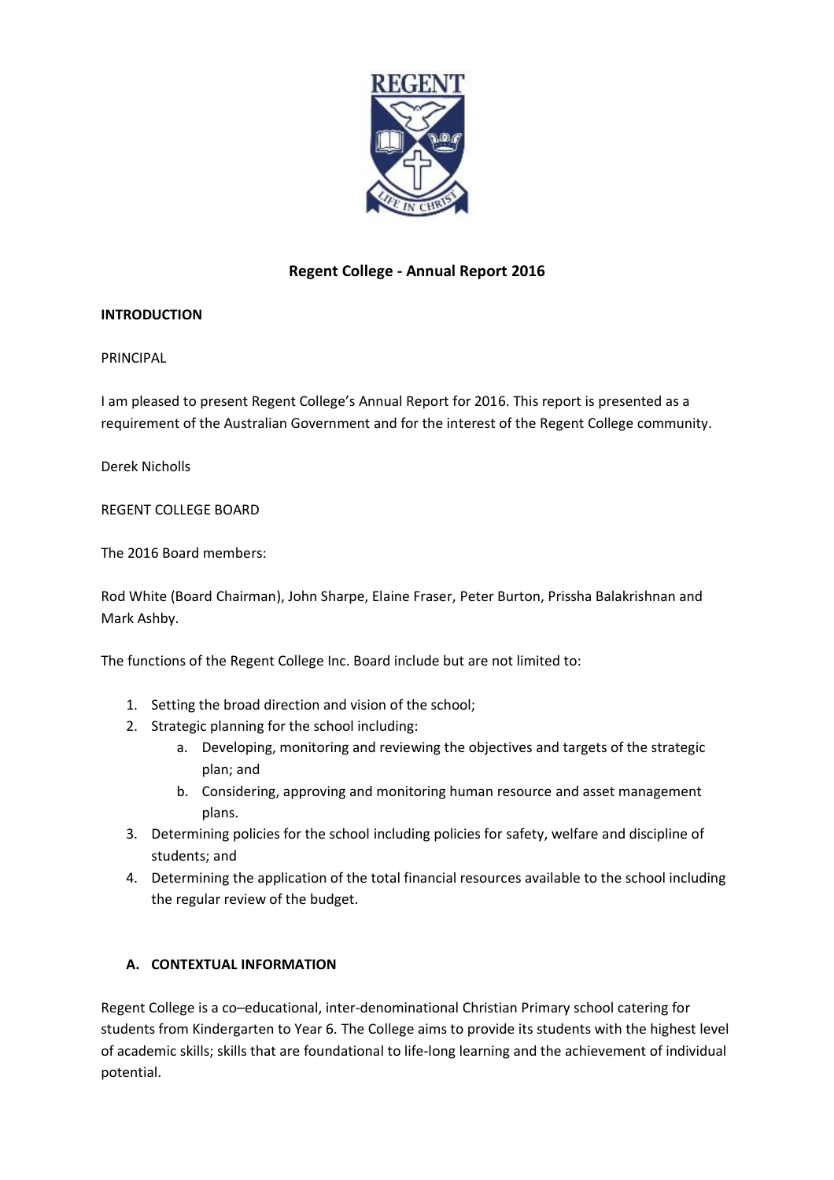# Regent College - Annual Report 2016

## INTRODUCTION

PRINCIPAL

I am pleased to present Regent College's Annual Report for 2016. This report is presented as a requirement of the Australian Government and for the interest of the Regent College community.

Derek Nicholls

REGENT COLLEGE BOARD

The 2016 Board members:

Rod White (Board Chairman), John Sharpe, Elaine Fraser, Peter Burton, Prissha Balakrishnan and Mark Ashby.

The functions of the Regent College Inc. Board include but are not limited to:

1. Setting the broad direction and vision of the school;
2. Strategic planning for the school including:
   a. Developing, monitoring and reviewing the objectives and targets of the strategic plan; and
   b. Considering, approving and monitoring human resource and asset management plans.
3. Determining policies for the school including policies for safety, welfare and discipline of students; and
4. Determining the application of the total financial resources available to the school including the regular review of the budget.

## A. CONTEXTUAL INFORMATION

Regent College is a co–educational, inter-denominational Christian Primary school catering for students from Kindergarten to Year 6. The College aims to provide its students with the highest level of academic skills; skills that are foundational to life-long learning and the achievement of individual potential.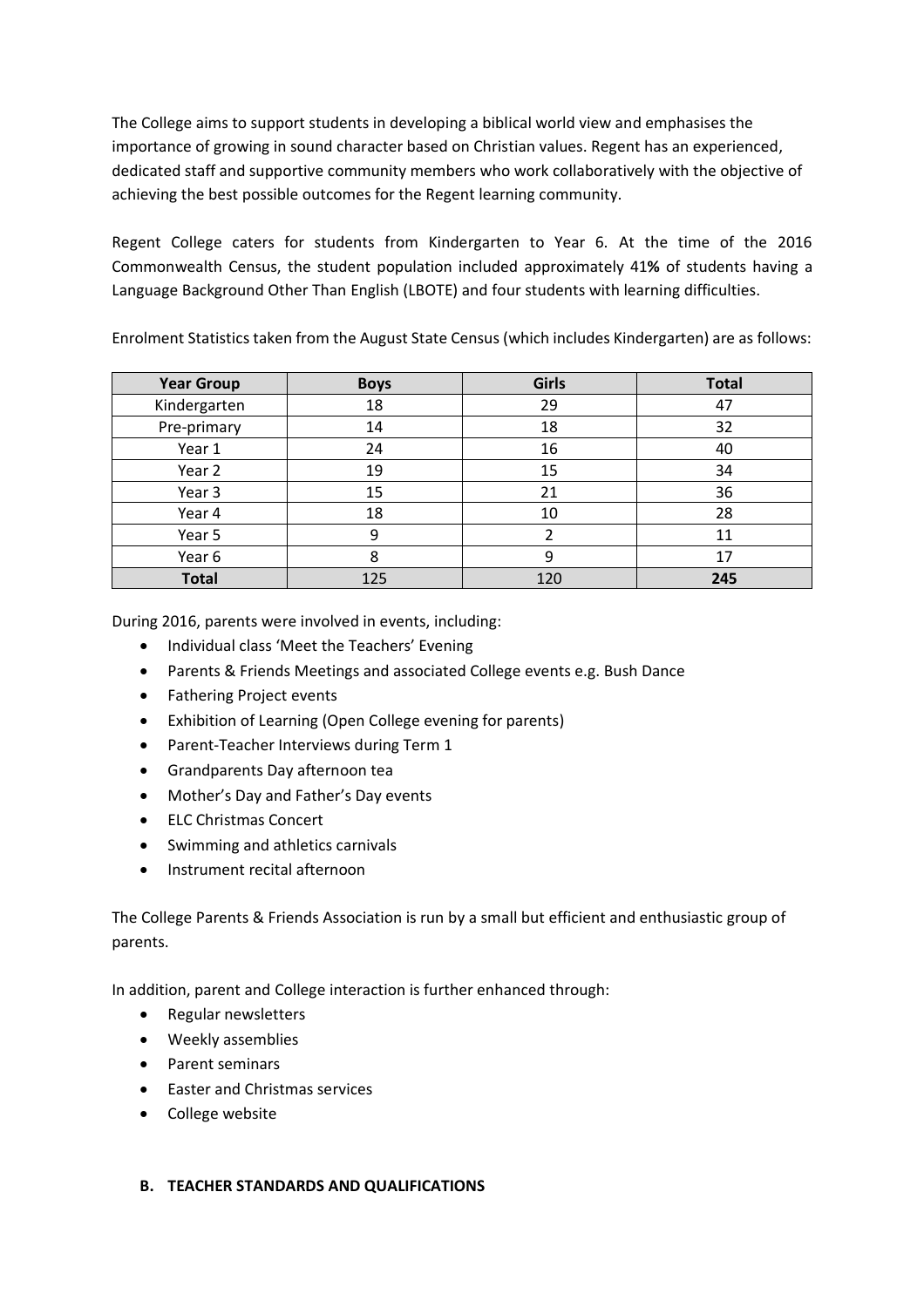The College aims to support students in developing a biblical world view and emphasises the importance of growing in sound character based on Christian values. Regent has an experienced, dedicated staff and supportive community members who work collaboratively with the objective of achieving the best possible outcomes for the Regent learning community.

Regent College caters for students from Kindergarten to Year 6. At the time of the 2016 Commonwealth Census, the student population included approximately 41**%** of students having a Language Background Other Than English (LBOTE) and four students with learning difficulties.

Enrolment Statistics taken from the August State Census (which includes Kindergarten) are as follows:

| Year Group | Boys | Girls | Total |
|---|---|---|---|
| Kindergarten | 18 | 29 | 47 |
| Pre-primary | 14 | 18 | 32 |
| Year 1 | 24 | 16 | 40 |
| Year 2 | 19 | 15 | 34 |
| Year 3 | 15 | 21 | 36 |
| Year 4 | 18 | 10 | 28 |
| Year 5 | 9 | 2 | 11 |
| Year 6 | 8 | 9 | 17 |
| **Total** | 125 | 120 | **245** |

During 2016, parents were involved in events, including:

- Individual class 'Meet the Teachers' Evening
- Parents & Friends Meetings and associated College events e.g. Bush Dance
- Fathering Project events
- Exhibition of Learning (Open College evening for parents)
- Parent-Teacher Interviews during Term 1
- Grandparents Day afternoon tea
- Mother's Day and Father's Day events
- ELC Christmas Concert
- Swimming and athletics carnivals
- Instrument recital afternoon

The College Parents & Friends Association is run by a small but efficient and enthusiastic group of parents.

In addition, parent and College interaction is further enhanced through:

- Regular newsletters
- Weekly assemblies
- Parent seminars
- Easter and Christmas services
- College website

**B. TEACHER STANDARDS AND QUALIFICATIONS**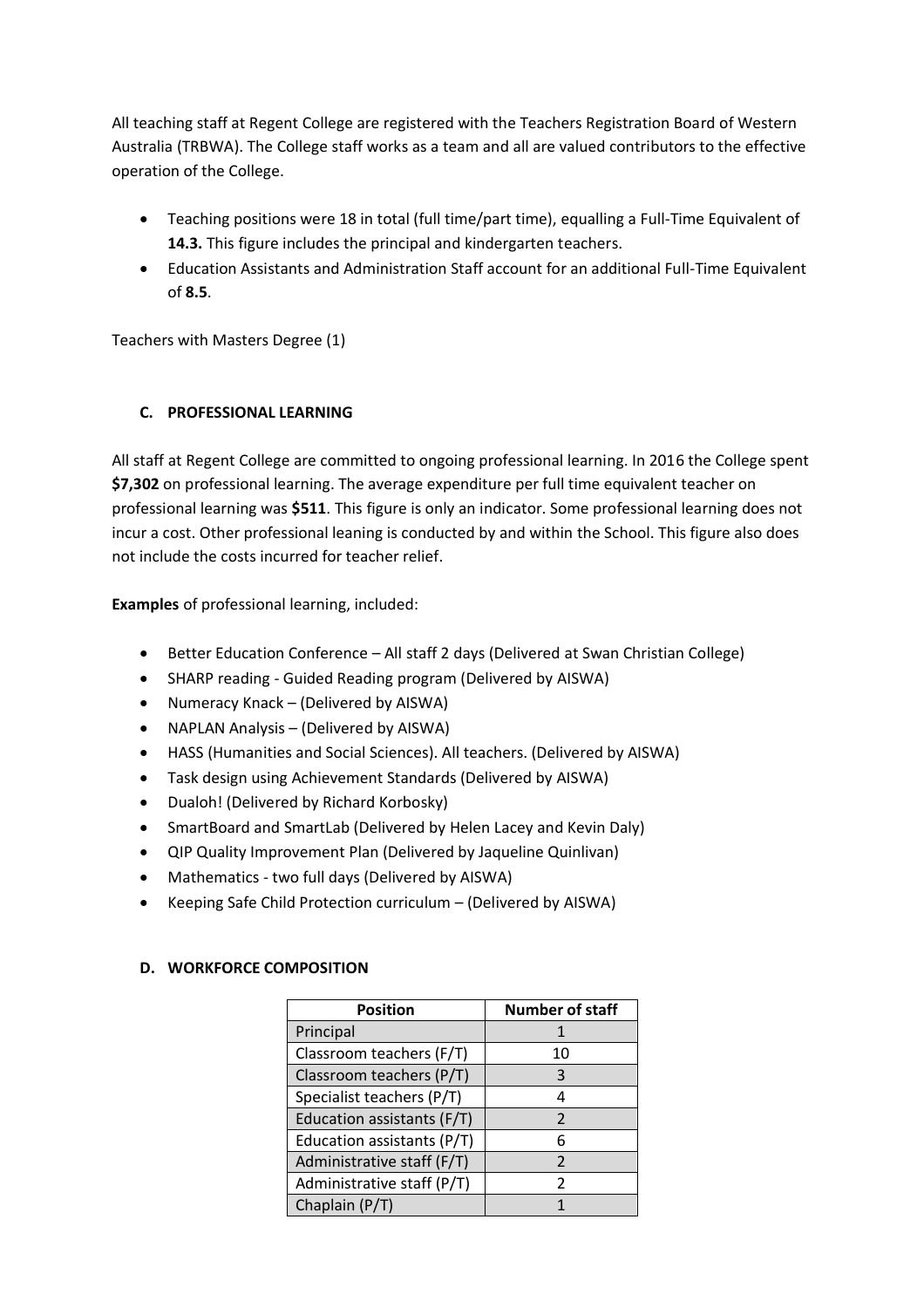All teaching staff at Regent College are registered with the Teachers Registration Board of Western Australia (TRBWA). The College staff works as a team and all are valued contributors to the effective operation of the College.

- Teaching positions were 18 in total (full time/part time), equalling a Full-Time Equivalent of **14.3.** This figure includes the principal and kindergarten teachers.
- Education Assistants and Administration Staff account for an additional Full-Time Equivalent of **8.5**.

Teachers with Masters Degree (1)

### C. PROFESSIONAL LEARNING

All staff at Regent College are committed to ongoing professional learning. In 2016 the College spent **$7,302** on professional learning. The average expenditure per full time equivalent teacher on professional learning was **$511**. This figure is only an indicator. Some professional learning does not incur a cost. Other professional leaning is conducted by and within the School. This figure also does not include the costs incurred for teacher relief.

**Examples** of professional learning, included:

- Better Education Conference – All staff 2 days (Delivered at Swan Christian College)
- SHARP reading - Guided Reading program (Delivered by AISWA)
- Numeracy Knack – (Delivered by AISWA)
- NAPLAN Analysis – (Delivered by AISWA)
- HASS (Humanities and Social Sciences). All teachers. (Delivered by AISWA)
- Task design using Achievement Standards (Delivered by AISWA)
- Dualoh! (Delivered by Richard Korbosky)
- SmartBoard and SmartLab (Delivered by Helen Lacey and Kevin Daly)
- QIP Quality Improvement Plan (Delivered by Jaqueline Quinlivan)
- Mathematics - two full days (Delivered by AISWA)
- Keeping Safe Child Protection curriculum – (Delivered by AISWA)

### D. WORKFORCE COMPOSITION

| Position | Number of staff |
|---|---|
| Principal | 1 |
| Classroom teachers (F/T) | 10 |
| Classroom teachers (P/T) | 3 |
| Specialist teachers (P/T) | 4 |
| Education assistants (F/T) | 2 |
| Education assistants (P/T) | 6 |
| Administrative staff (F/T) | 2 |
| Administrative staff (P/T) | 2 |
| Chaplain (P/T) | 1 |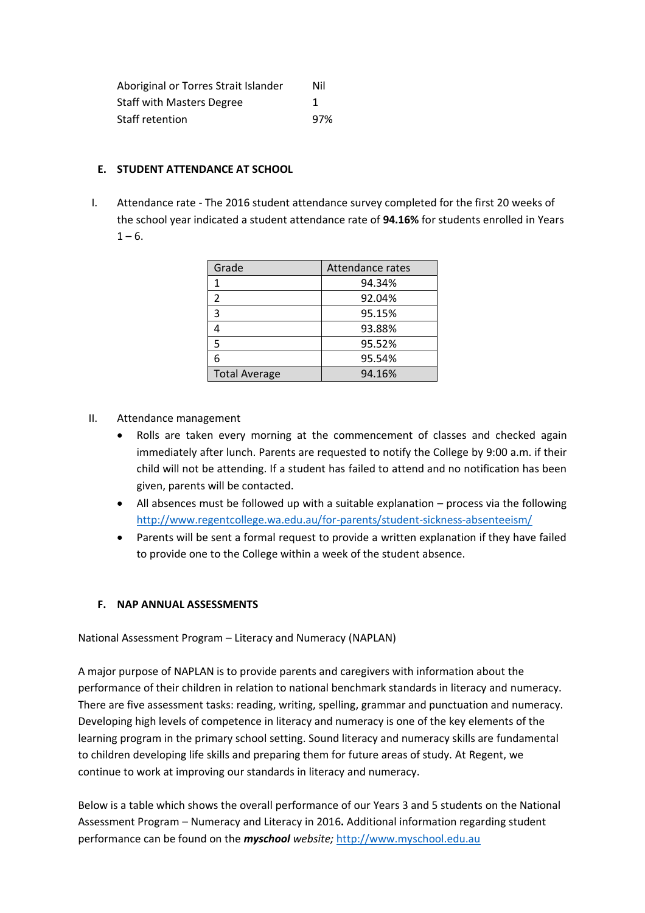| | |
|---|---|
| Aboriginal or Torres Strait Islander | Nil |
| Staff with Masters Degree | 1 |
| Staff retention | 97% |

## E. STUDENT ATTENDANCE AT SCHOOL

I. Attendance rate - The 2016 student attendance survey completed for the first 20 weeks of the school year indicated a student attendance rate of **94.16%** for students enrolled in Years 1 – 6.

| Grade | Attendance rates |
|---|---|
| 1 | 94.34% |
| 2 | 92.04% |
| 3 | 95.15% |
| 4 | 93.88% |
| 5 | 95.52% |
| 6 | 95.54% |
| Total Average | 94.16% |

II. Attendance management

- Rolls are taken every morning at the commencement of classes and checked again immediately after lunch. Parents are requested to notify the College by 9:00 a.m. if their child will not be attending. If a student has failed to attend and no notification has been given, parents will be contacted.
- All absences must be followed up with a suitable explanation – process via the following http://www.regentcollege.wa.edu.au/for-parents/student-sickness-absenteeism/
- Parents will be sent a formal request to provide a written explanation if they have failed to provide one to the College within a week of the student absence.

## F. NAP ANNUAL ASSESSMENTS

National Assessment Program – Literacy and Numeracy (NAPLAN)

A major purpose of NAPLAN is to provide parents and caregivers with information about the performance of their children in relation to national benchmark standards in literacy and numeracy. There are five assessment tasks: reading, writing, spelling, grammar and punctuation and numeracy. Developing high levels of competence in literacy and numeracy is one of the key elements of the learning program in the primary school setting. Sound literacy and numeracy skills are fundamental to children developing life skills and preparing them for future areas of study. At Regent, we continue to work at improving our standards in literacy and numeracy.

Below is a table which shows the overall performance of our Years 3 and 5 students on the National Assessment Program – Numeracy and Literacy in 2016**.** Additional information regarding student performance can be found on the ***myschool*** *website;* http://www.myschool.edu.au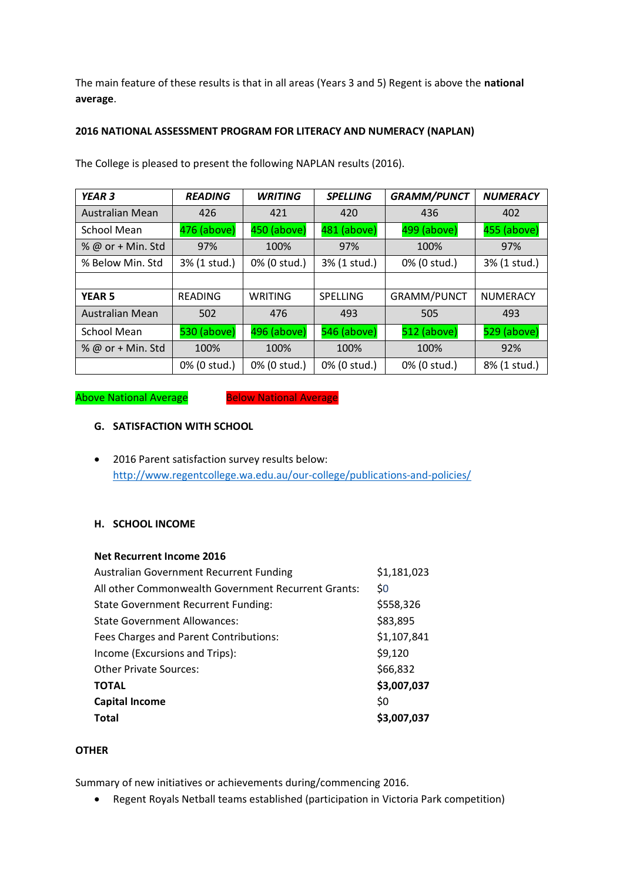The main feature of these results is that in all areas (Years 3 and 5) Regent is above the **national average**.

**2016 NATIONAL ASSESSMENT PROGRAM FOR LITERACY AND NUMERACY (NAPLAN)**

The College is pleased to present the following NAPLAN results (2016).

| ***YEAR 3*** | ***READING*** | ***WRITING*** | ***SPELLING*** | ***GRAMM/PUNCT*** | ***NUMERACY*** |
|---|---|---|---|---|---|
| Australian Mean | 426 | 421 | 420 | 436 | 402 |
| School Mean | 476 (above) | 450 (above) | 481 (above) | 499 (above) | 455 (above) |
| % @ or + Min. Std | 97% | 100% | 97% | 100% | 97% |
| % Below Min. Std | 3% (1 stud.) | 0% (0 stud.) | 3% (1 stud.) | 0% (0 stud.) | 3% (1 stud.) |
| | | | | | |
| **YEAR 5** | READING | WRITING | SPELLING | GRAMM/PUNCT | NUMERACY |
| Australian Mean | 502 | 476 | 493 | 505 | 493 |
| School Mean | 530 (above) | 496 (above) | 546 (above) | 512 (above) | 529 (above) |
| % @ or + Min. Std | 100% | 100% | 100% | 100% | 92% |
| | 0% (0 stud.) | 0% (0 stud.) | 0% (0 stud.) | 0% (0 stud.) | 8% (1 stud.) |

Above National Average          Below National Average

### G. SATISFACTION WITH SCHOOL

- 2016 Parent satisfaction survey results below:
  http://www.regentcollege.wa.edu.au/our-college/publications-and-policies/

### H. SCHOOL INCOME

**Net Recurrent Income 2016**

| | |
|---|---|
| Australian Government Recurrent Funding | $1,181,023 |
| All other Commonwealth Government Recurrent Grants: | $0 |
| State Government Recurrent Funding: | $558,326 |
| State Government Allowances: | $83,895 |
| Fees Charges and Parent Contributions: | $1,107,841 |
| Income (Excursions and Trips): | $9,120 |
| Other Private Sources: | $66,832 |
| **TOTAL** | **$3,007,037** |
| **Capital Income** | $0 |
| **Total** | **$3,007,037** |

### OTHER

Summary of new initiatives or achievements during/commencing 2016.

- Regent Royals Netball teams established (participation in Victoria Park competition)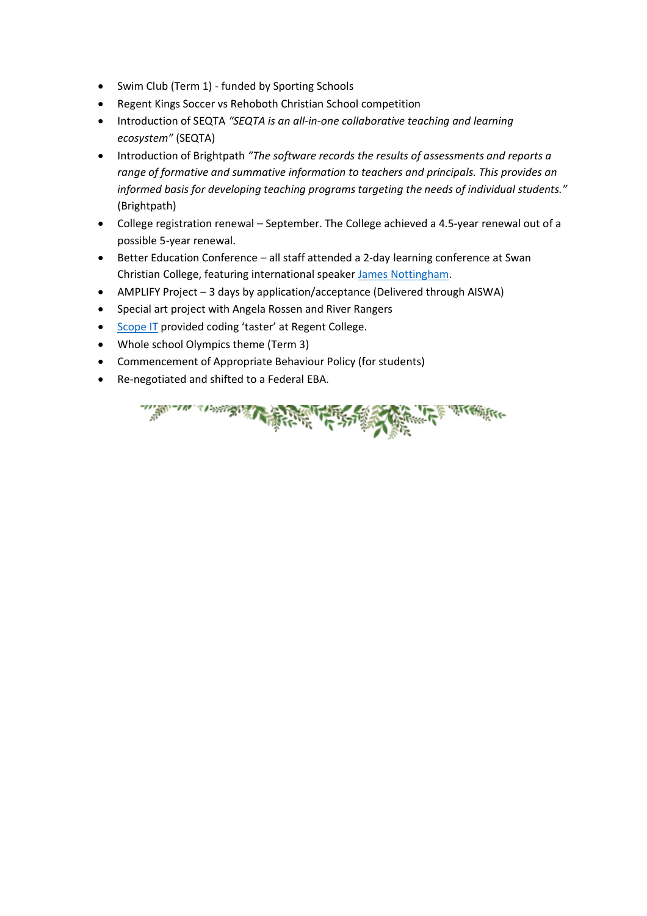- Swim Club (Term 1) - funded by Sporting Schools
- Regent Kings Soccer vs Rehoboth Christian School competition
- Introduction of SEQTA *"SEQTA is an all-in-one collaborative teaching and learning ecosystem"* (SEQTA)
- Introduction of Brightpath *"The software records the results of assessments and reports a range of formative and summative information to teachers and principals. This provides an informed basis for developing teaching programs targeting the needs of individual students."* (Brightpath)
- College registration renewal – September. The College achieved a 4.5-year renewal out of a possible 5-year renewal.
- Better Education Conference – all staff attended a 2-day learning conference at Swan Christian College, featuring international speaker James Nottingham.
- AMPLIFY Project – 3 days by application/acceptance (Delivered through AISWA)
- Special art project with Angela Rossen and River Rangers
- Scope IT provided coding 'taster' at Regent College.
- Whole school Olympics theme (Term 3)
- Commencement of Appropriate Behaviour Policy (for students)
- Re-negotiated and shifted to a Federal EBA.